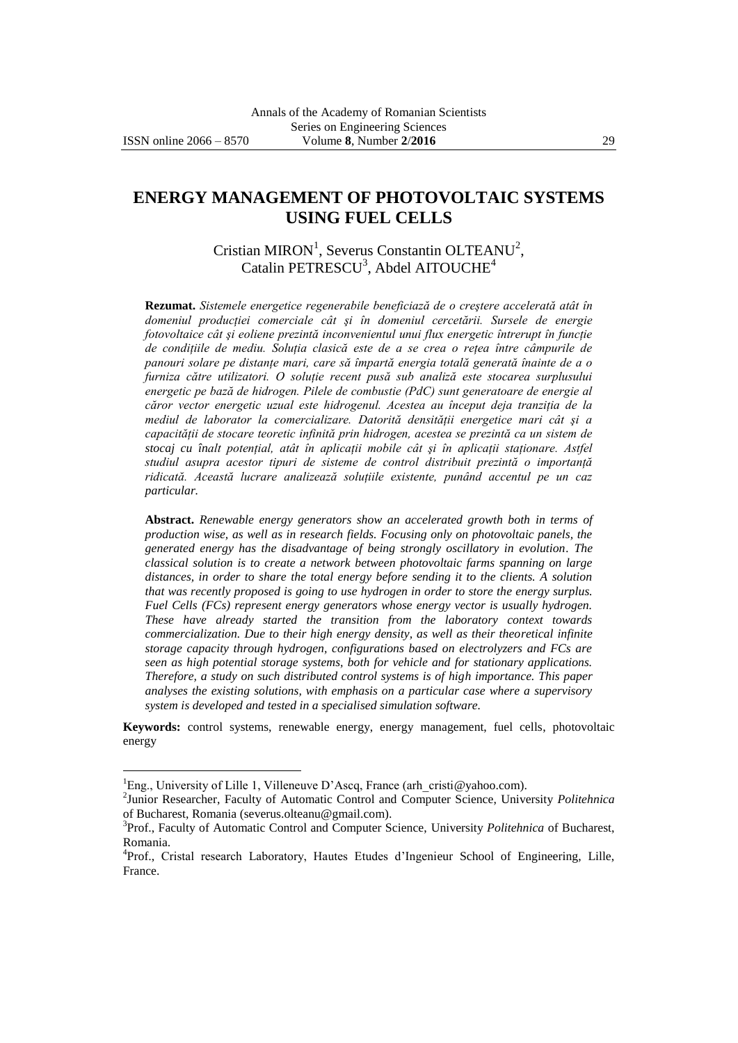# ENERGY MANAGEMENT OF PHOTOVOLTAIC SYSTEMS USING FUEL CELLS

Cristian MIRON[1], Severus Constantin OLTEANU[2], Catalin PETRESCU[3], Abdel AITOUCHE[4]

**Rezumat.** *Sistemele energetice regenerabile beneficiază de o creştere accelerată atât în domeniul producţiei comerciale cât şi în domeniul cercetării. Sursele de energie fotovoltaice cât şi eoliene prezintă inconvenientul unui flux energetic întrerupt în funcţie de condiţiile de mediu. Soluţia clasică este de a se crea o reţea între câmpurile de panouri solare pe distanţe mari, care să împartă energia totală generată înainte de a o furniza către utilizatori. O soluţie recent pusă sub analiză este stocarea surplusului energetic pe bază de hidrogen. Pilele de combustie (PdC) sunt generatoare de energie al căror vector energetic uzual este hidrogenul. Acestea au început deja tranziţia de la mediul de laborator la comercializare. Datorită densităţii energetice mari cât şi a capacităţii de stocare teoretic infinită prin hidrogen, acestea se prezintă ca un sistem de stocaj cu înalt potenţial, atât în aplicaţii mobile cât şi în aplicaţii staţionare. Astfel studiul asupra acestor tipuri de sisteme de control distribuit prezintă o importanţă ridicată. Această lucrare analizează soluţiile existente, punând accentul pe un caz particular.*

**Abstract.** *Renewable energy generators show an accelerated growth both in terms of production wise, as well as in research fields. Focusing only on photovoltaic panels, the generated energy has the disadvantage of being strongly oscillatory in evolution. The classical solution is to create a network between photovoltaic farms spanning on large distances, in order to share the total energy before sending it to the clients. A solution that was recently proposed is going to use hydrogen in order to store the energy surplus. Fuel Cells (FCs) represent energy generators whose energy vector is usually hydrogen. These have already started the transition from the laboratory context towards commercialization. Due to their high energy density, as well as their theoretical infinite storage capacity through hydrogen, configurations based on electrolyzers and FCs are seen as high potential storage systems, both for vehicle and for stationary applications. Therefore, a study on such distributed control systems is of high importance. This paper analyses the existing solutions, with emphasis on a particular case where a supervisory system is developed and tested in a specialised simulation software.*

**Keywords:** control systems, renewable energy, energy management, fuel cells, photovoltaic energy

---

[1]Eng., University of Lille 1, Villeneuve D'Ascq, France (arh_cristi@yahoo.com).

[2]Junior Researcher, Faculty of Automatic Control and Computer Science, University *Politehnica* of Bucharest, Romania (severus.olteanu@gmail.com).

[3]Prof., Faculty of Automatic Control and Computer Science, University *Politehnica* of Bucharest, Romania.

[4]Prof., Cristal research Laboratory, Hautes Etudes d'Ingenieur School of Engineering, Lille, France.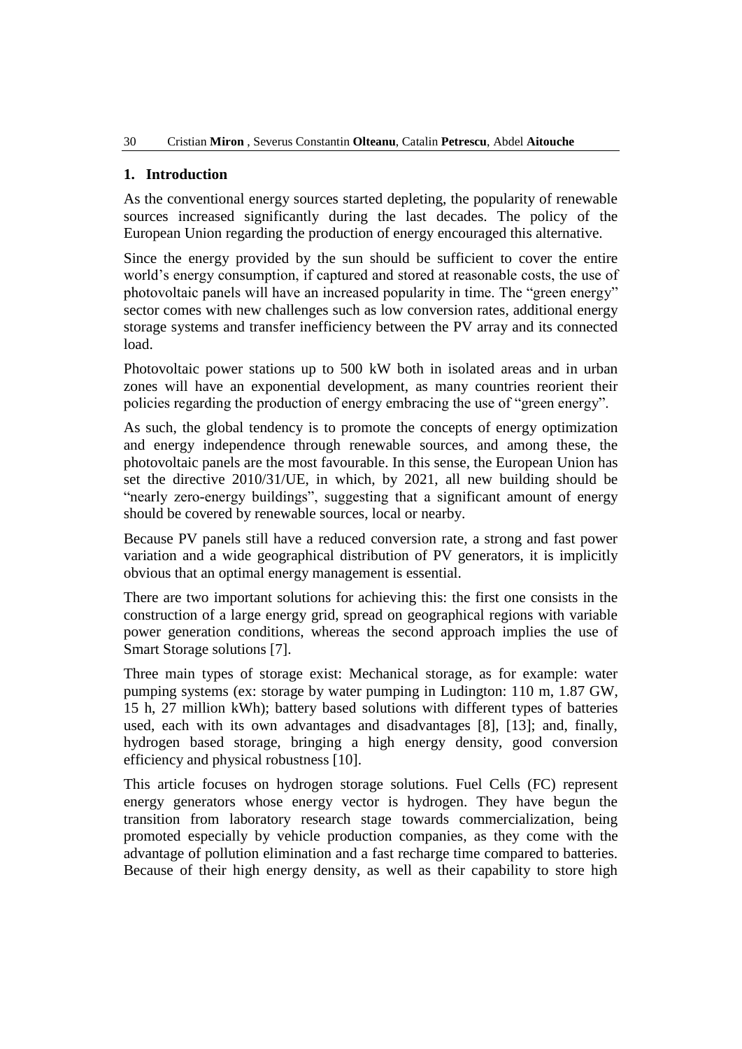## 1. Introduction

As the conventional energy sources started depleting, the popularity of renewable sources increased significantly during the last decades. The policy of the European Union regarding the production of energy encouraged this alternative.

Since the energy provided by the sun should be sufficient to cover the entire world's energy consumption, if captured and stored at reasonable costs, the use of photovoltaic panels will have an increased popularity in time. The "green energy" sector comes with new challenges such as low conversion rates, additional energy storage systems and transfer inefficiency between the PV array and its connected load.

Photovoltaic power stations up to 500 kW both in isolated areas and in urban zones will have an exponential development, as many countries reorient their policies regarding the production of energy embracing the use of "green energy".

As such, the global tendency is to promote the concepts of energy optimization and energy independence through renewable sources, and among these, the photovoltaic panels are the most favourable. In this sense, the European Union has set the directive 2010/31/UE, in which, by 2021, all new building should be "nearly zero-energy buildings", suggesting that a significant amount of energy should be covered by renewable sources, local or nearby.

Because PV panels still have a reduced conversion rate, a strong and fast power variation and a wide geographical distribution of PV generators, it is implicitly obvious that an optimal energy management is essential.

There are two important solutions for achieving this: the first one consists in the construction of a large energy grid, spread on geographical regions with variable power generation conditions, whereas the second approach implies the use of Smart Storage solutions [7].

Three main types of storage exist: Mechanical storage, as for example: water pumping systems (ex: storage by water pumping in Ludington: 110 m, 1.87 GW, 15 h, 27 million kWh); battery based solutions with different types of batteries used, each with its own advantages and disadvantages [8], [13]; and, finally, hydrogen based storage, bringing a high energy density, good conversion efficiency and physical robustness [10].

This article focuses on hydrogen storage solutions. Fuel Cells (FC) represent energy generators whose energy vector is hydrogen. They have begun the transition from laboratory research stage towards commercialization, being promoted especially by vehicle production companies, as they come with the advantage of pollution elimination and a fast recharge time compared to batteries. Because of their high energy density, as well as their capability to store high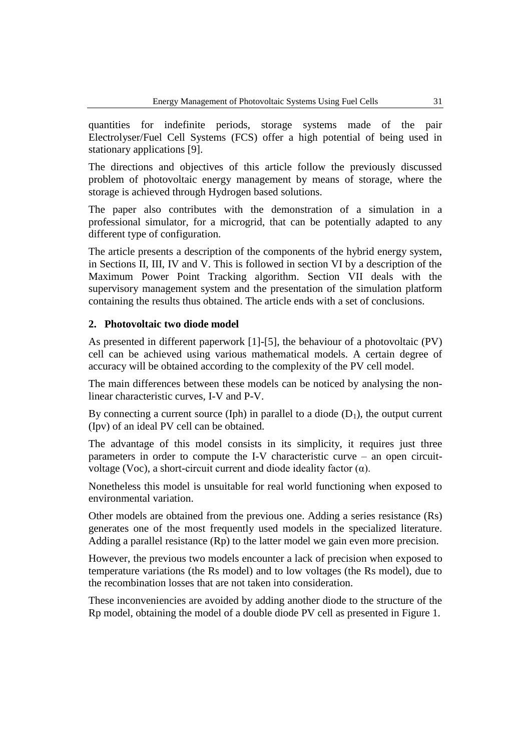quantities for indefinite periods, storage systems made of the pair Electrolyser/Fuel Cell Systems (FCS) offer a high potential of being used in stationary applications [9].

The directions and objectives of this article follow the previously discussed problem of photovoltaic energy management by means of storage, where the storage is achieved through Hydrogen based solutions.

The paper also contributes with the demonstration of a simulation in a professional simulator, for a microgrid, that can be potentially adapted to any different type of configuration.

The article presents a description of the components of the hybrid energy system, in Sections II, III, IV and V. This is followed in section VI by a description of the Maximum Power Point Tracking algorithm. Section VII deals with the supervisory management system and the presentation of the simulation platform containing the results thus obtained. The article ends with a set of conclusions.

## 2. Photovoltaic two diode model

As presented in different paperwork [1]-[5], the behaviour of a photovoltaic (PV) cell can be achieved using various mathematical models. A certain degree of accuracy will be obtained according to the complexity of the PV cell model.

The main differences between these models can be noticed by analysing the non-linear characteristic curves, I-V and P-V.

By connecting a current source (Iph) in parallel to a diode ($D_1$), the output current (Ipv) of an ideal PV cell can be obtained.

The advantage of this model consists in its simplicity, it requires just three parameters in order to compute the I-V characteristic curve – an open circuit-voltage (Voc), a short-circuit current and diode ideality factor ($\alpha$).

Nonetheless this model is unsuitable for real world functioning when exposed to environmental variation.

Other models are obtained from the previous one. Adding a series resistance (Rs) generates one of the most frequently used models in the specialized literature. Adding a parallel resistance (Rp) to the latter model we gain even more precision.

However, the previous two models encounter a lack of precision when exposed to temperature variations (the Rs model) and to low voltages (the Rs model), due to the recombination losses that are not taken into consideration.

These inconveniencies are avoided by adding another diode to the structure of the Rp model, obtaining the model of a double diode PV cell as presented in Figure 1.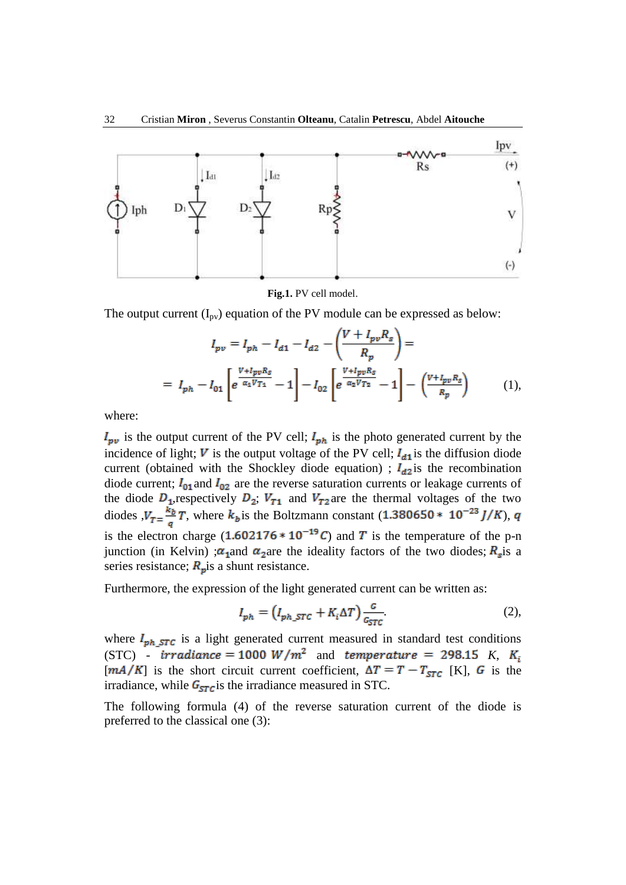**Fig.1.** PV cell model.

The output current ($I_{pv}$) equation of the PV module can be expressed as below:

$$I_{pv} = I_{ph} - I_{d1} - I_{d2} - \left(\frac{V + I_{pv}R_s}{R_p}\right) =$$

$$= I_{ph} - I_{01}\left[e^{\frac{V+I_{pv}R_s}{\alpha_1 V_{T1}}} - 1\right] - I_{02}\left[e^{\frac{V+I_{pv}R_s}{\alpha_2 V_{T2}}} - 1\right] - \left(\frac{V+I_{pv}R_s}{R_p}\right) \qquad (1),$$

where:

$I_{pv}$ is the output current of the PV cell; $I_{ph}$ is the photo generated current by the incidence of light; $V$ is the output voltage of the PV cell; $I_{d1}$ is the diffusion diode current (obtained with the Shockley diode equation) ; $I_{d2}$ is the recombination diode current; $I_{01}$ and $I_{02}$ are the reverse saturation currents or leakage currents of the diode $D_1$, respectively $D_2$; $V_{T1}$ and $V_{T2}$ are the thermal voltages of the two diodes, $V_T = \frac{k_b}{q}T$, where $k_b$ is the Boltzmann constant ($1.380650 * 10^{-23}\ J/K$), $q$ is the electron charge ($1.602176 * 10^{-19}\ C$) and $T$ is the temperature of the p-n junction (in Kelvin) ; $\alpha_1$ and $\alpha_2$ are the ideality factors of the two diodes; $R_s$ is a series resistance; $R_p$ is a shunt resistance.

Furthermore, the expression of the light generated current can be written as:

$$I_{ph} = \left(I_{ph\_STC} + K_i \Delta T\right)\frac{G}{G_{STC}}. \qquad (2),$$

where $I_{ph\_STC}$ is a light generated current measured in standard test conditions (STC) - $irradiance = 1000\ W/m^2$ and $temperature = 298.15$ K, $K_i$ $[mA/K]$ is the short circuit current coefficient, $\Delta T = T - T_{STC}$ [K], $G$ is the irradiance, while $G_{STC}$ is the irradiance measured in STC.

The following formula (4) of the reverse saturation current of the diode is preferred to the classical one (3):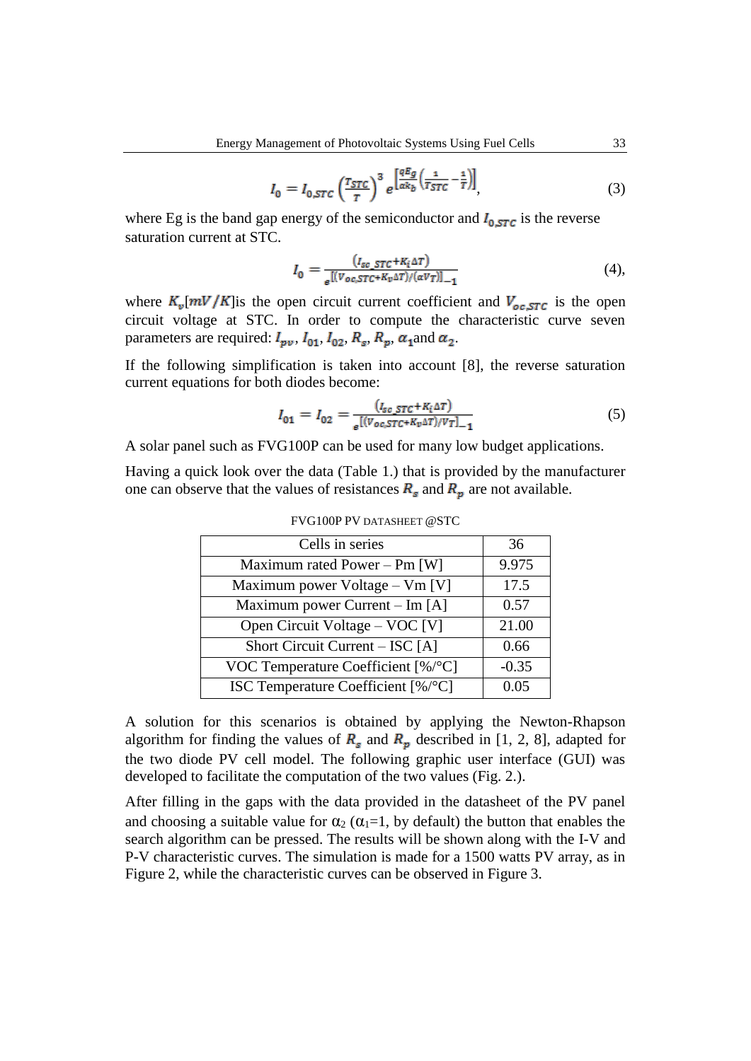$$I_0 = I_{0,STC} \left(\frac{T_{STC}}{T}\right)^3 e^{\left[\frac{qE_g}{\alpha k_b}\left(\frac{1}{T_{STC}} - \frac{1}{T}\right)\right]}, \tag{3}$$

where Eg is the band gap energy of the semiconductor and $I_{0,STC}$ is the reverse saturation current at STC.

$$I_0 = \frac{(I_{sc\_STC} + K_i \Delta T)}{e^{[(V_{oc,STC} + K_v \Delta T)/(\alpha V_T)]} - 1} \tag{4},$$

where $K_v[mV/K]$is the open circuit current coefficient and $V_{oc,STC}$ is the open circuit voltage at STC. In order to compute the characteristic curve seven parameters are required: $I_{pv}$, $I_{01}$, $I_{02}$, $R_s$, $R_p$, $\alpha_1$and $\alpha_2$.

If the following simplification is taken into account [8], the reverse saturation current equations for both diodes become:

$$I_{01} = I_{02} = \frac{(I_{sc\_STC} + K_i \Delta T)}{e^{[(V_{oc,STC} + K_v \Delta T)/V_T]} - 1} \tag{5}$$

A solar panel such as FVG100P can be used for many low budget applications.

Having a quick look over the data (Table 1.) that is provided by the manufacturer one can observe that the values of resistances $R_s$ and $R_p$ are not available.

FVG100P PV DATASHEET @STC

| Cells in series | 36 |
|---|---|
| Maximum rated Power – Pm [W] | 9.975 |
| Maximum power Voltage – Vm [V] | 17.5 |
| Maximum power Current – Im [A] | 0.57 |
| Open Circuit Voltage – VOC [V] | 21.00 |
| Short Circuit Current – ISC [A] | 0.66 |
| VOC Temperature Coefficient [%/°C] | -0.35 |
| ISC Temperature Coefficient [%/°C] | 0.05 |

A solution for this scenarios is obtained by applying the Newton-Rhapson algorithm for finding the values of $R_s$ and $R_p$ described in [1, 2, 8], adapted for the two diode PV cell model. The following graphic user interface (GUI) was developed to facilitate the computation of the two values (Fig. 2.).

After filling in the gaps with the data provided in the datasheet of the PV panel and choosing a suitable value for $\alpha_2$ ($\alpha_1$=1, by default) the button that enables the search algorithm can be pressed. The results will be shown along with the I-V and P-V characteristic curves. The simulation is made for a 1500 watts PV array, as in Figure 2, while the characteristic curves can be observed in Figure 3.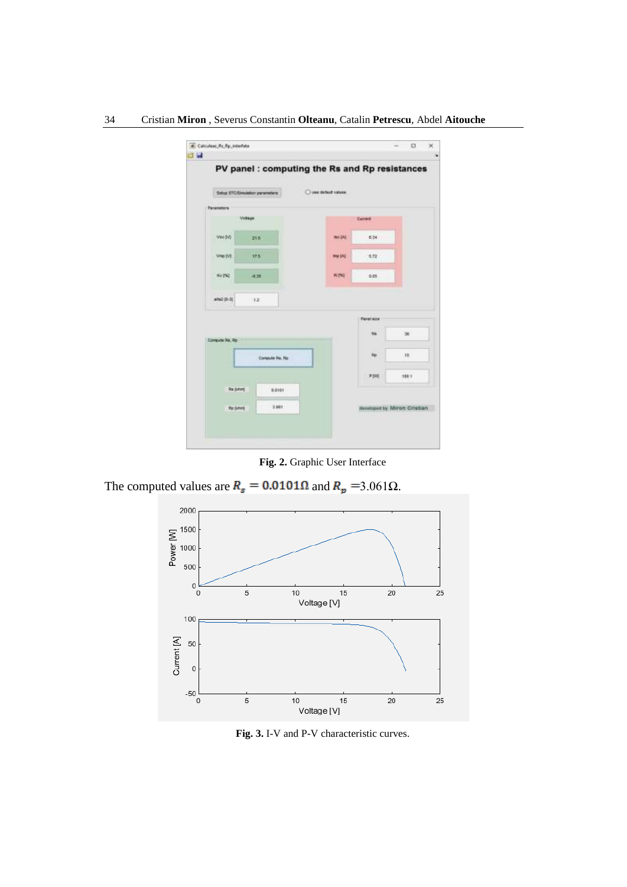**Fig. 2.** Graphic User Interface

The computed values are $R_s = 0.0101\Omega$ and $R_p = 3.061\Omega$.

**Fig. 3.** I-V and P-V characteristic curves.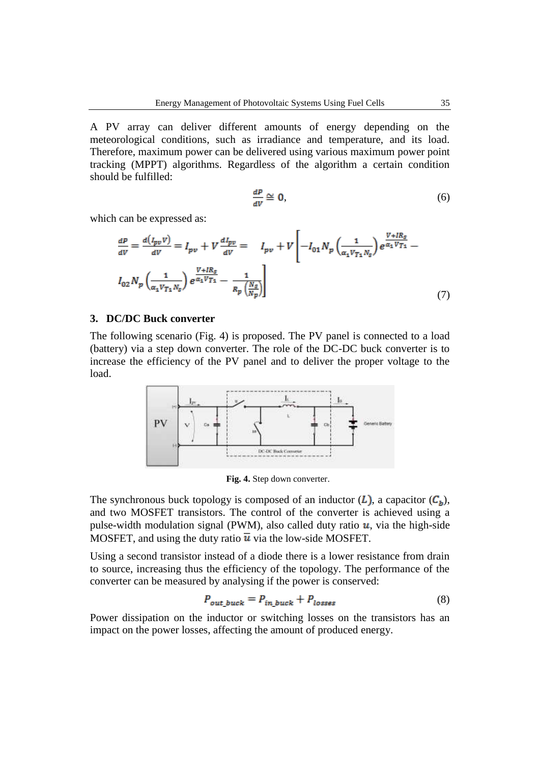A PV array can deliver different amounts of energy depending on the meteorological conditions, such as irradiance and temperature, and its load. Therefore, maximum power can be delivered using various maximum power point tracking (MPPT) algorithms. Regardless of the algorithm a certain condition should be fulfilled:

$$\frac{dP}{dV} \cong 0, \tag{6}$$

which can be expressed as:

$$\frac{dP}{dV} = \frac{d(I_{pv}V)}{dV} = I_{pv} + V\frac{dI_{pv}}{dV} = \quad I_{pv} + V\left[-I_{01}N_p\left(\frac{1}{\alpha_1 V_{T1} N_s}\right)e^{\frac{V+IR_s}{\alpha_1 V_{T1}}} - I_{02}N_p\left(\frac{1}{\alpha_1 V_{T1} N_s}\right)e^{\frac{V+IR_s}{\alpha_1 V_{T1}}} - \frac{1}{R_p\left(\frac{N_s}{N_p}\right)}\right] \tag{7}$$

## 3. DC/DC Buck converter

The following scenario (Fig. 4) is proposed. The PV panel is connected to a load (battery) via a step down converter. The role of the DC-DC buck converter is to increase the efficiency of the PV panel and to deliver the proper voltage to the load.

**Fig. 4.** Step down converter.

The synchronous buck topology is composed of an inductor ($L$), a capacitor ($C_b$), and two MOSFET transistors. The control of the converter is achieved using a pulse-width modulation signal (PWM), also called duty ratio $u$, via the high-side MOSFET, and using the duty ratio $\bar{u}$ via the low-side MOSFET.

Using a second transistor instead of a diode there is a lower resistance from drain to source, increasing thus the efficiency of the topology. The performance of the converter can be measured by analysing if the power is conserved:

$$P_{out\_buck} = P_{in\_buck} + P_{losses} \tag{8}$$

Power dissipation on the inductor or switching losses on the transistors has an impact on the power losses, affecting the amount of produced energy.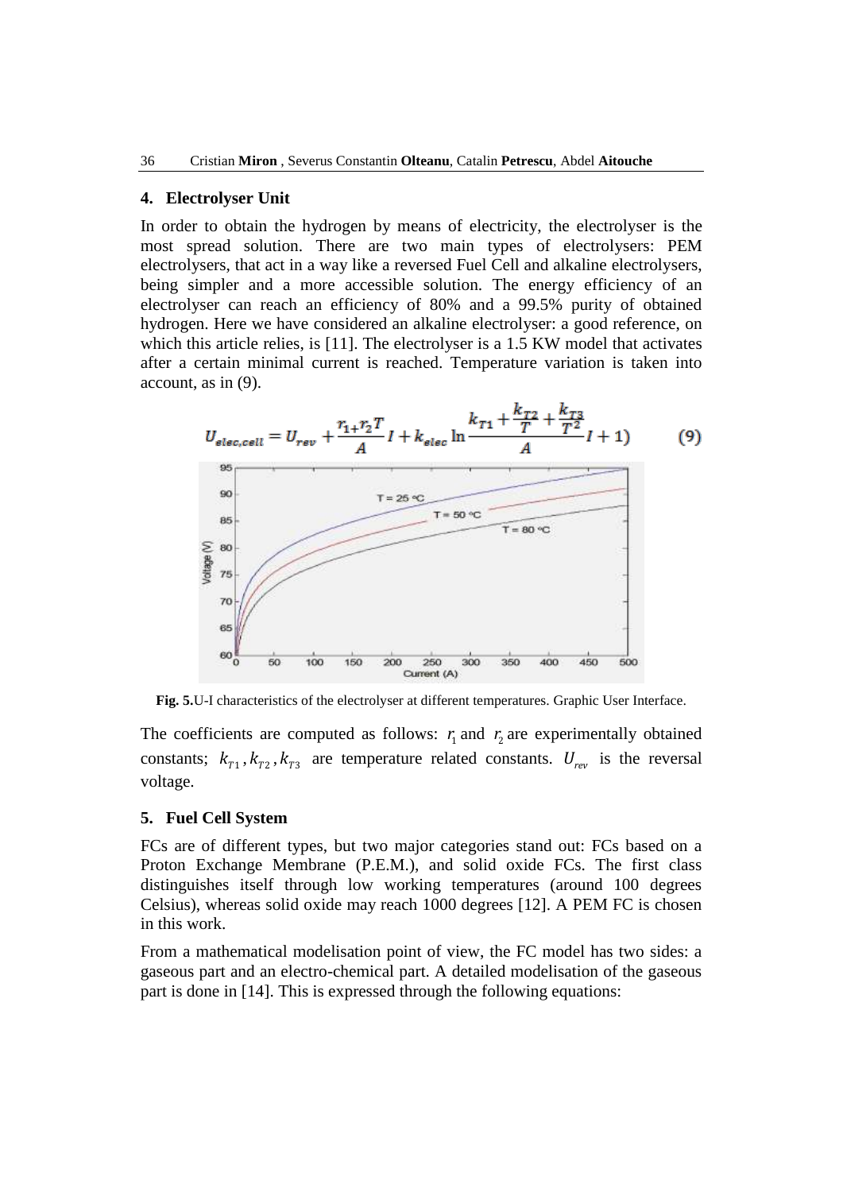## 4. Electrolyser Unit

In order to obtain the hydrogen by means of electricity, the electrolyser is the most spread solution. There are two main types of electrolysers: PEM electrolysers, that act in a way like a reversed Fuel Cell and alkaline electrolysers, being simpler and a more accessible solution. The energy efficiency of an electrolyser can reach an efficiency of 80% and a 99.5% purity of obtained hydrogen. Here we have considered an alkaline electrolyser: a good reference, on which this article relies, is [11]. The electrolyser is a 1.5 KW model that activates after a certain minimal current is reached. Temperature variation is taken into account, as in (9).

$$U_{elec,cell} = U_{rev} + \frac{r_1 + r_2 T}{A} I + k_{elec} \ln \frac{k_{T1} + \frac{k_{T2}}{T} + \frac{k_{T3}}{T^2}}{A} I + 1) \qquad (9)$$

**Fig. 5.** U-I characteristics of the electrolyser at different temperatures. Graphic User Interface.

The coefficients are computed as follows: $r_1$ and $r_2$ are experimentally obtained constants; $k_{T1}, k_{T2}, k_{T3}$ are temperature related constants. $U_{rev}$ is the reversal voltage.

## 5. Fuel Cell System

FCs are of different types, but two major categories stand out: FCs based on a Proton Exchange Membrane (P.E.M.), and solid oxide FCs. The first class distinguishes itself through low working temperatures (around 100 degrees Celsius), whereas solid oxide may reach 1000 degrees [12]. A PEM FC is chosen in this work.

From a mathematical modelisation point of view, the FC model has two sides: a gaseous part and an electro-chemical part. A detailed modelisation of the gaseous part is done in [14]. This is expressed through the following equations: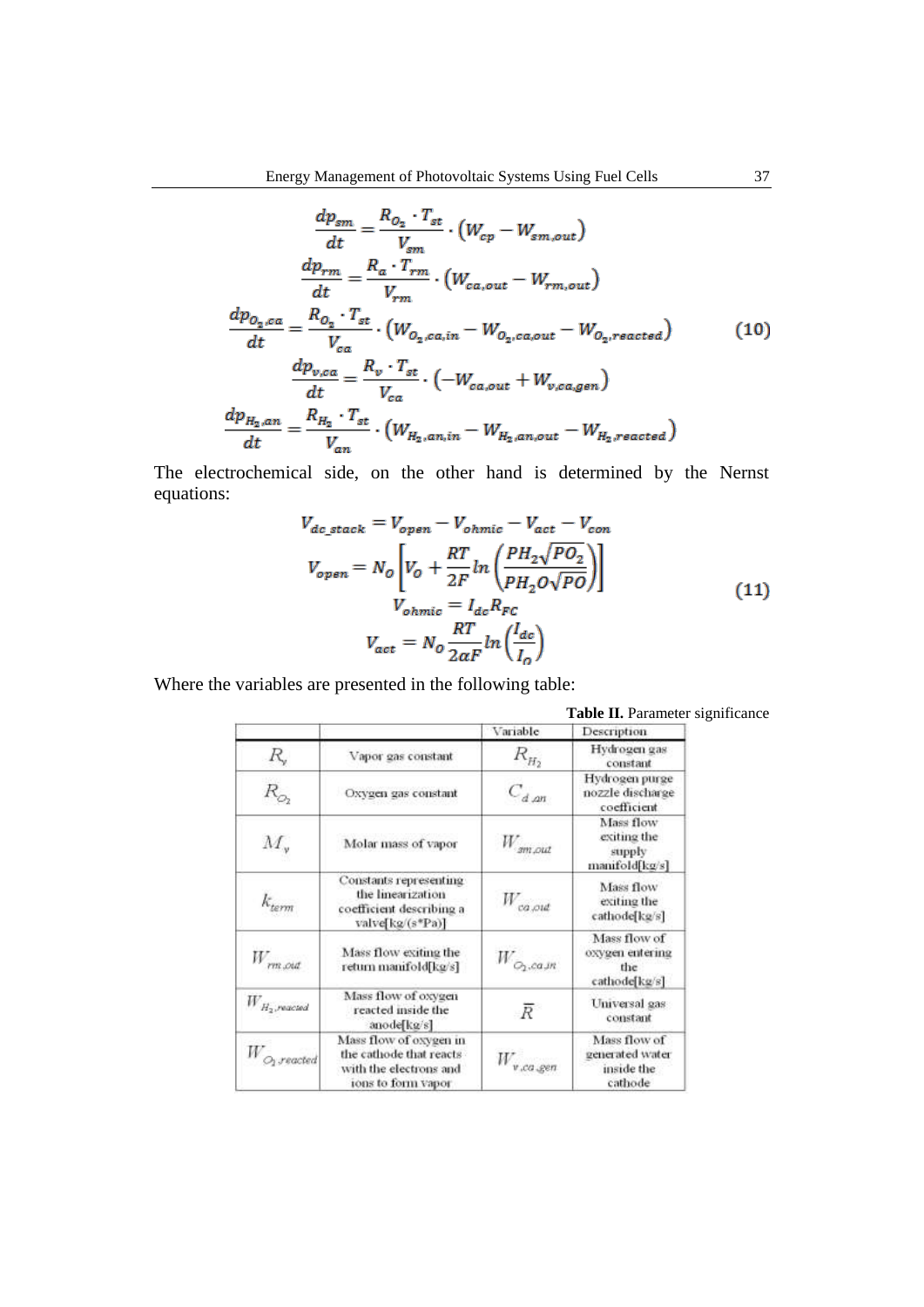$$
\begin{aligned}
\frac{dp_{sm}}{dt} &= \frac{R_{O_2} \cdot T_{st}}{V_{sm}} \cdot \left(W_{cp} - W_{sm,out}\right) \\
\frac{dp_{rm}}{dt} &= \frac{R_a \cdot T_{rm}}{V_{rm}} \cdot \left(W_{ca,out} - W_{rm,out}\right) \\
\frac{dp_{O_2,ca}}{dt} &= \frac{R_{O_2} \cdot T_{st}}{V_{ca}} \cdot \left(W_{O_2,ca,in} - W_{O_2,ca,out} - W_{O_2,reacted}\right) \\
\frac{dp_{v,ca}}{dt} &= \frac{R_v \cdot T_{st}}{V_{ca}} \cdot \left(-W_{ca,out} + W_{v,ca,gen}\right) \\
\frac{dp_{H_2,an}}{dt} &= \frac{R_{H_2} \cdot T_{st}}{V_{an}} \cdot \left(W_{H_2,an,in} - W_{H_2,an,out} - W_{H_2,reacted}\right)
\end{aligned} \tag{10}
$$

The electrochemical side, on the other hand is determined by the Nernst equations:

$$
\begin{aligned}
V_{dc\_stack} &= V_{open} - V_{ohmic} - V_{act} - V_{con} \\
V_{open} &= N_O \left[ V_O + \frac{RT}{2F} ln \left( \frac{PH_2\sqrt{PO_2}}{PH_2O\sqrt{PO}} \right) \right] \\
V_{ohmic} &= I_{dc} R_{FC} \\
V_{act} &= N_O \frac{RT}{2\alpha F} ln \left( \frac{I_{dc}}{I_O} \right)
\end{aligned} \tag{11}
$$

Where the variables are presented in the following table:

**Table II.** Parameter significance

| | | Variable | Description |
|---|---|---|---|
| $R_v$ | Vapor gas constant | $R_{H_2}$ | Hydrogen gas constant |
| $R_{O_2}$ | Oxygen gas constant | $C_{d,an}$ | Hydrogen purge nozzle discharge coefficient |
| $M_v$ | Molar mass of vapor | $W_{sm,out}$ | Mass flow exiting the supply manifold[kg/s] |
| $k_{term}$ | Constants representing the linearization coefficient describing a valve[kg/(s*Pa)] | $W_{ca,out}$ | Mass flow exiting the cathode[kg/s] |
| $W_{rm,out}$ | Mass flow exiting the return manifold[kg/s] | $W_{O_2,ca,in}$ | Mass flow of oxygen entering the cathode[kg/s] |
| $W_{H_2,reacted}$ | Mass flow of oxygen reacted inside the anode[kg/s] | $\bar{R}$ | Universal gas constant |
| $W_{O_2,reacted}$ | Mass flow of oxygen in the cathode that reacts with the electrons and ions to form vapor | $W_{v,ca,gen}$ | Mass flow of generated water inside the cathode |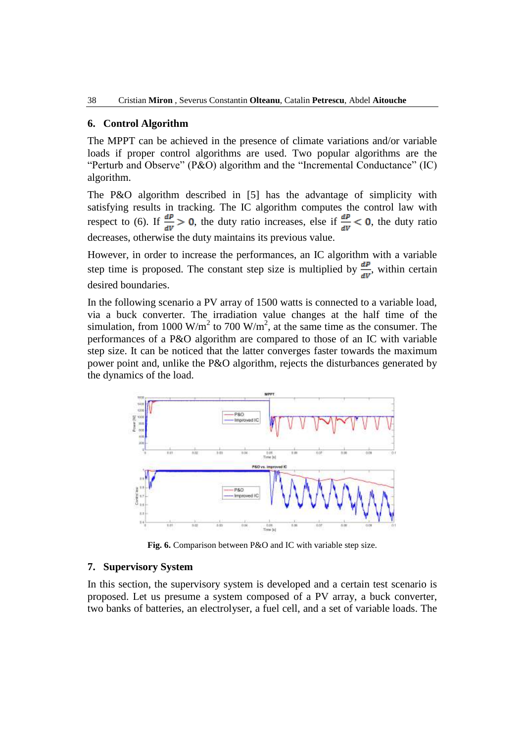## 6. Control Algorithm

The MPPT can be achieved in the presence of climate variations and/or variable loads if proper control algorithms are used. Two popular algorithms are the "Perturb and Observe" (P&O) algorithm and the "Incremental Conductance" (IC) algorithm.

The P&O algorithm described in [5] has the advantage of simplicity with satisfying results in tracking. The IC algorithm computes the control law with respect to (6). If $\frac{dP}{dV} > 0$, the duty ratio increases, else if $\frac{dP}{dV} < 0$, the duty ratio decreases, otherwise the duty maintains its previous value.

However, in order to increase the performances, an IC algorithm with a variable step time is proposed. The constant step size is multiplied by $\frac{dP}{dV}$, within certain desired boundaries.

In the following scenario a PV array of 1500 watts is connected to a variable load, via a buck converter. The irradiation value changes at the half time of the simulation, from 1000 W/m$^2$ to 700 W/m$^2$, at the same time as the consumer. The performances of a P&O algorithm are compared to those of an IC with variable step size. It can be noticed that the latter converges faster towards the maximum power point and, unlike the P&O algorithm, rejects the disturbances generated by the dynamics of the load.

**Fig. 6.** Comparison between P&O and IC with variable step size.

## 7. Supervisory System

In this section, the supervisory system is developed and a certain test scenario is proposed. Let us presume a system composed of a PV array, a buck converter, two banks of batteries, an electrolyser, a fuel cell, and a set of variable loads. The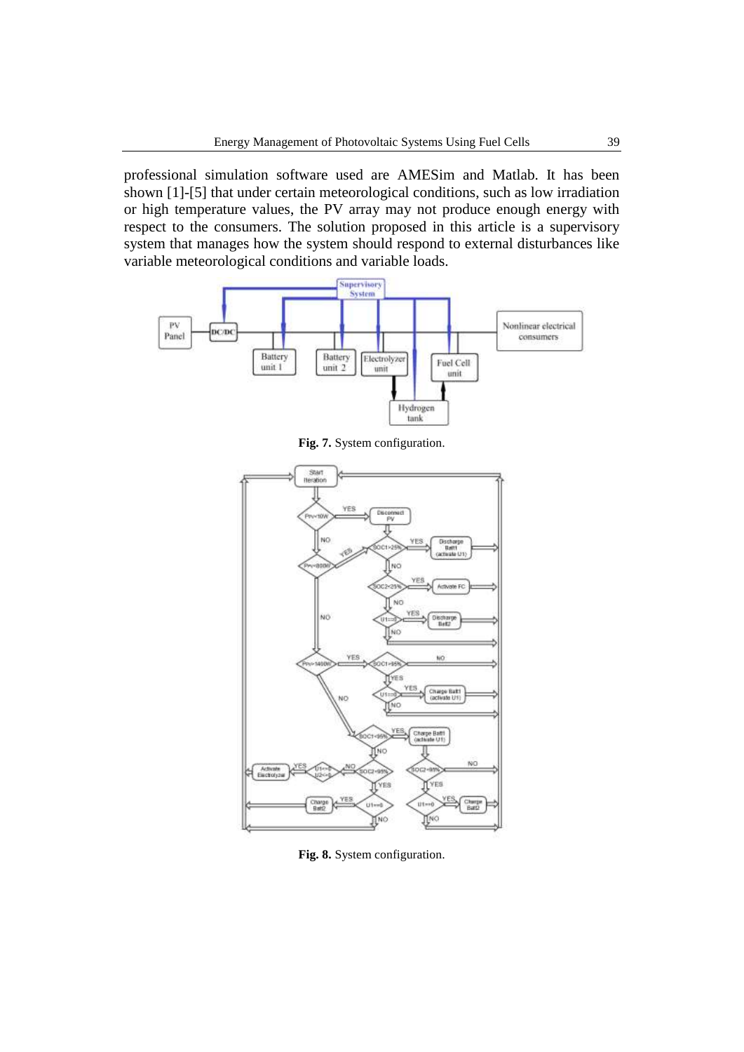professional simulation software used are AMESim and Matlab. It has been shown [1]-[5] that under certain meteorological conditions, such as low irradiation or high temperature values, the PV array may not produce enough energy with respect to the consumers. The solution proposed in this article is a supervisory system that manages how the system should respond to external disturbances like variable meteorological conditions and variable loads.

**Fig. 7.** System configuration.

**Fig. 8.** System configuration.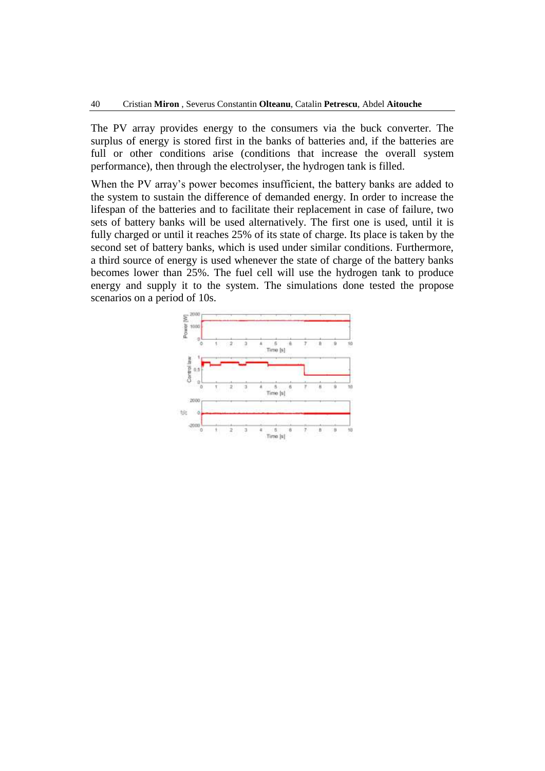The PV array provides energy to the consumers via the buck converter. The surplus of energy is stored first in the banks of batteries and, if the batteries are full or other conditions arise (conditions that increase the overall system performance), then through the electrolyser, the hydrogen tank is filled.

When the PV array's power becomes insufficient, the battery banks are added to the system to sustain the difference of demanded energy. In order to increase the lifespan of the batteries and to facilitate their replacement in case of failure, two sets of battery banks will be used alternatively. The first one is used, until it is fully charged or until it reaches 25% of its state of charge. Its place is taken by the second set of battery banks, which is used under similar conditions. Furthermore, a third source of energy is used whenever the state of charge of the battery banks becomes lower than 25%. The fuel cell will use the hydrogen tank to produce energy and supply it to the system. The simulations done tested the propose scenarios on a period of 10s.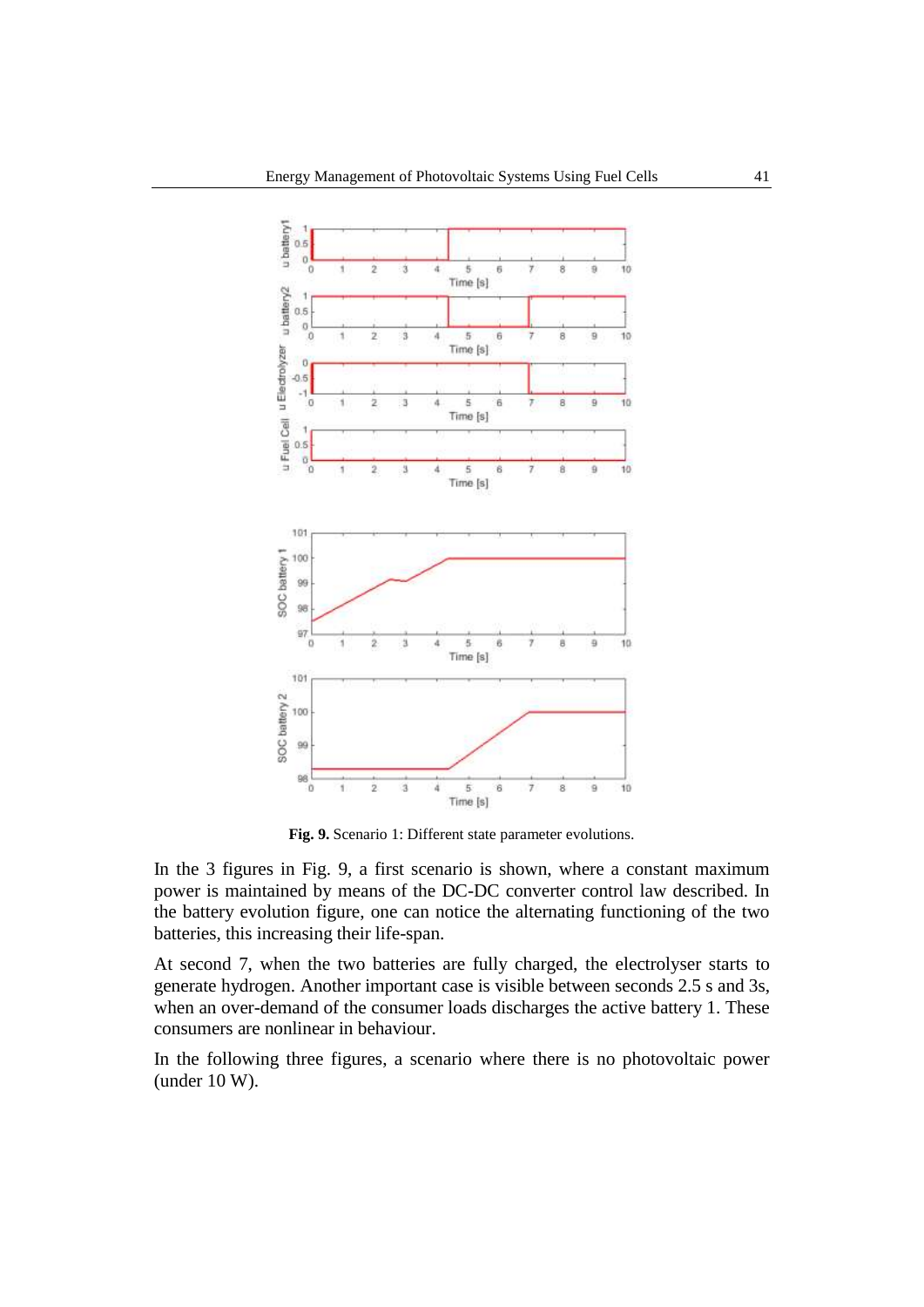**Fig. 9.** Scenario 1: Different state parameter evolutions.

In the 3 figures in Fig. 9, a first scenario is shown, where a constant maximum power is maintained by means of the DC-DC converter control law described. In the battery evolution figure, one can notice the alternating functioning of the two batteries, this increasing their life-span.

At second 7, when the two batteries are fully charged, the electrolyser starts to generate hydrogen. Another important case is visible between seconds 2.5 s and 3s, when an over-demand of the consumer loads discharges the active battery 1. These consumers are nonlinear in behaviour.

In the following three figures, a scenario where there is no photovoltaic power (under 10 W).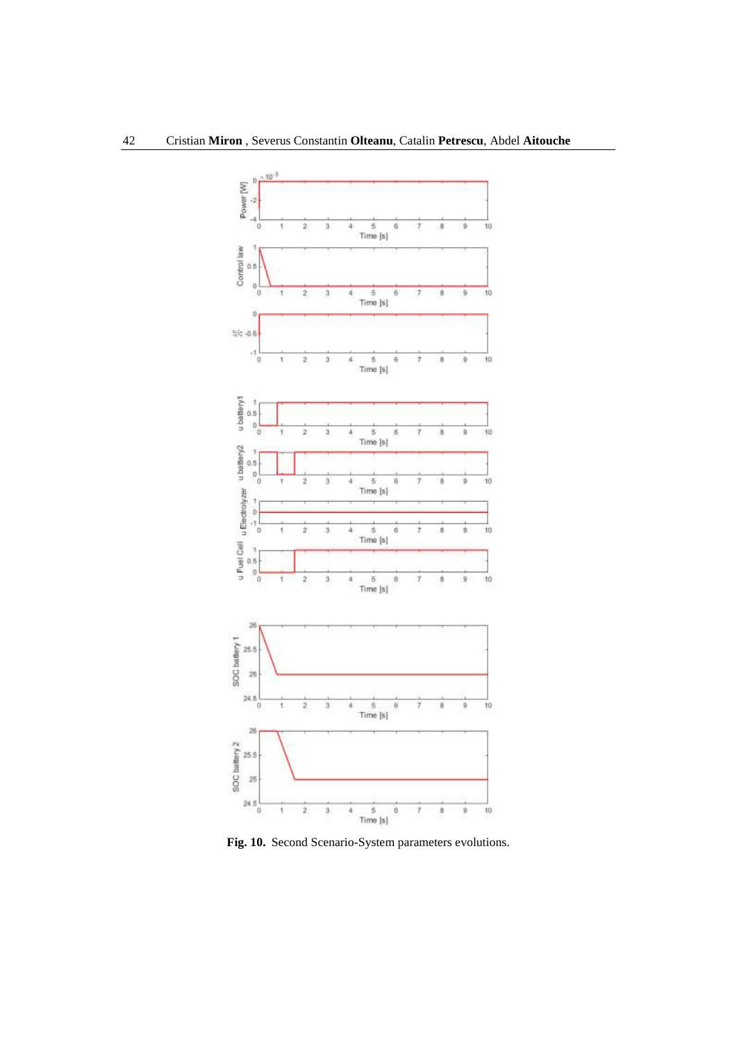**Fig. 10.** Second Scenario-System parameters evolutions.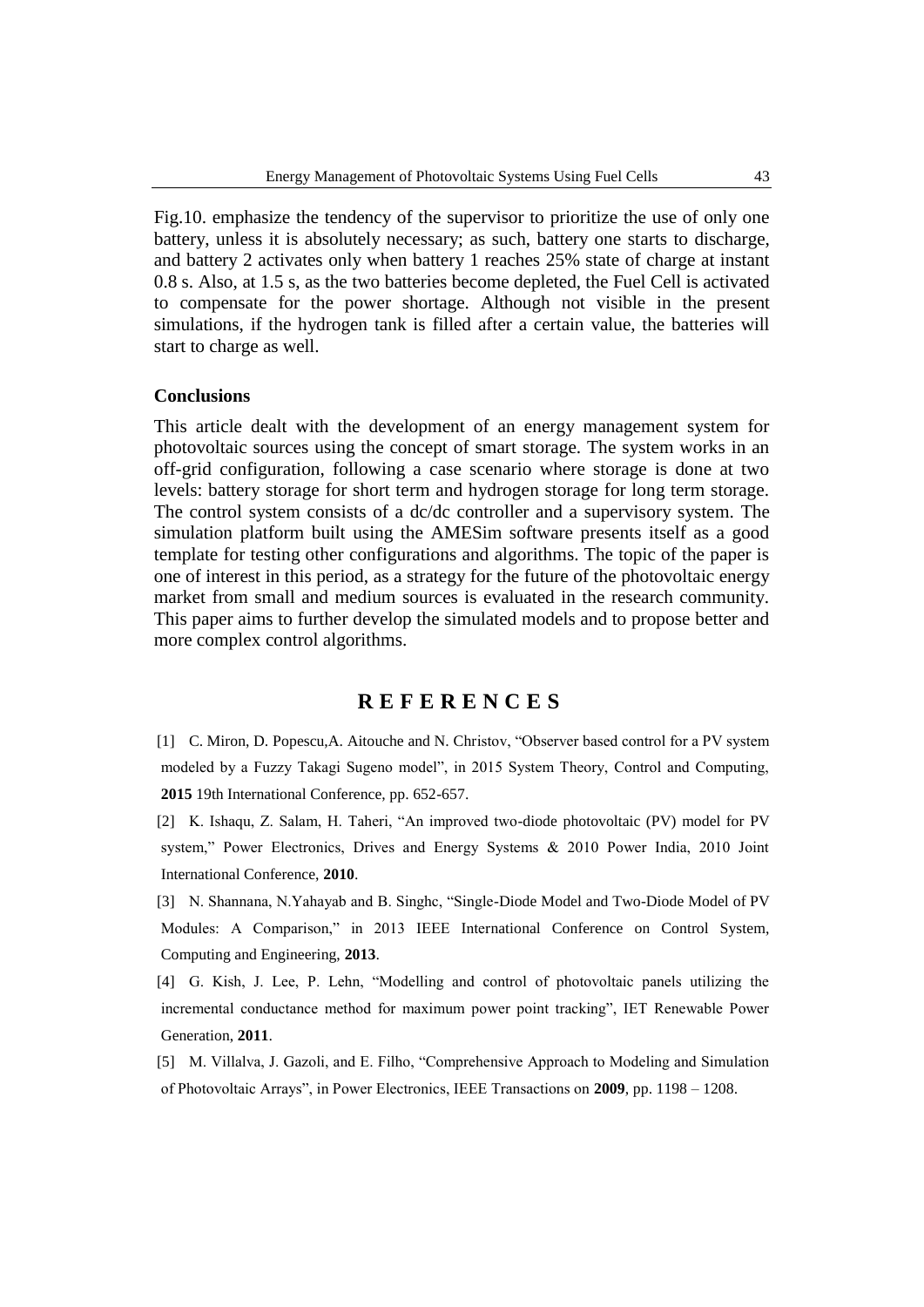Fig.10. emphasize the tendency of the supervisor to prioritize the use of only one battery, unless it is absolutely necessary; as such, battery one starts to discharge, and battery 2 activates only when battery 1 reaches 25% state of charge at instant 0.8 s. Also, at 1.5 s, as the two batteries become depleted, the Fuel Cell is activated to compensate for the power shortage. Although not visible in the present simulations, if the hydrogen tank is filled after a certain value, the batteries will start to charge as well.

## Conclusions

This article dealt with the development of an energy management system for photovoltaic sources using the concept of smart storage. The system works in an off-grid configuration, following a case scenario where storage is done at two levels: battery storage for short term and hydrogen storage for long term storage. The control system consists of a dc/dc controller and a supervisory system. The simulation platform built using the AMESim software presents itself as a good template for testing other configurations and algorithms. The topic of the paper is one of interest in this period, as a strategy for the future of the photovoltaic energy market from small and medium sources is evaluated in the research community. This paper aims to further develop the simulated models and to propose better and more complex control algorithms.

## R E F E R E N C E S

[1] C. Miron, D. Popescu,A. Aitouche and N. Christov, "Observer based control for a PV system modeled by a Fuzzy Takagi Sugeno model", in 2015 System Theory, Control and Computing, **2015** 19th International Conference, pp. 652-657.

[2] K. Ishaqu, Z. Salam, H. Taheri, "An improved two-diode photovoltaic (PV) model for PV system," Power Electronics, Drives and Energy Systems & 2010 Power India, 2010 Joint International Conference, **2010**.

[3] N. Shannana, N.Yahayab and B. Singhc, "Single-Diode Model and Two-Diode Model of PV Modules: A Comparison," in 2013 IEEE International Conference on Control System, Computing and Engineering, **2013**.

[4] G. Kish, J. Lee, P. Lehn, "Modelling and control of photovoltaic panels utilizing the incremental conductance method for maximum power point tracking", IET Renewable Power Generation, **2011**.

[5] M. Villalva, J. Gazoli, and E. Filho, "Comprehensive Approach to Modeling and Simulation of Photovoltaic Arrays", in Power Electronics, IEEE Transactions on **2009**, pp. 1198 – 1208.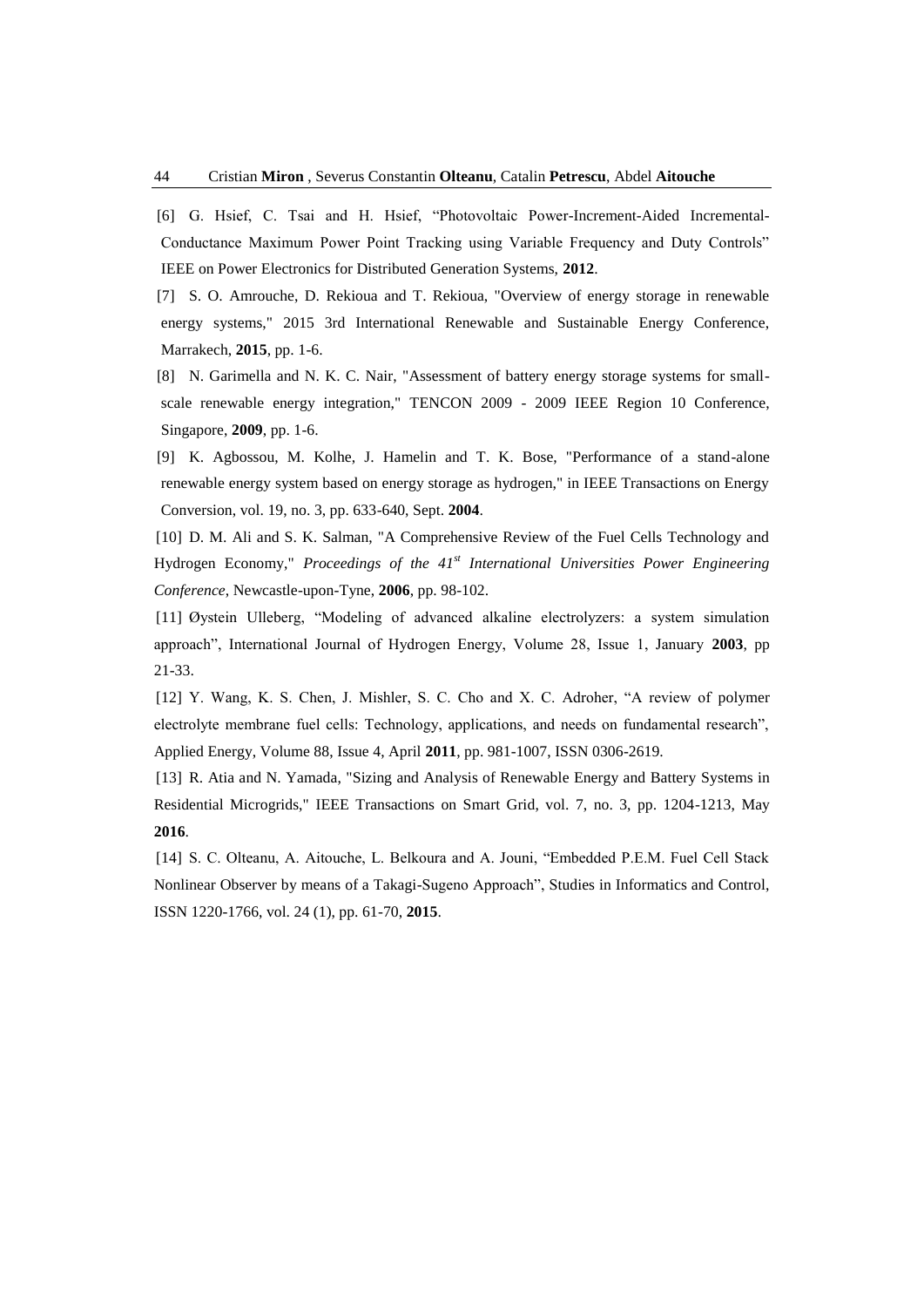[6] G. Hsief, C. Tsai and H. Hsief, "Photovoltaic Power-Increment-Aided Incremental-Conductance Maximum Power Point Tracking using Variable Frequency and Duty Controls" IEEE on Power Electronics for Distributed Generation Systems, **2012**.

[7] S. O. Amrouche, D. Rekioua and T. Rekioua, "Overview of energy storage in renewable energy systems," 2015 3rd International Renewable and Sustainable Energy Conference, Marrakech, **2015**, pp. 1-6.

[8] N. Garimella and N. K. C. Nair, "Assessment of battery energy storage systems for small-scale renewable energy integration," TENCON 2009 - 2009 IEEE Region 10 Conference, Singapore, **2009**, pp. 1-6.

[9] K. Agbossou, M. Kolhe, J. Hamelin and T. K. Bose, "Performance of a stand-alone renewable energy system based on energy storage as hydrogen," in IEEE Transactions on Energy Conversion, vol. 19, no. 3, pp. 633-640, Sept. **2004**.

[10] D. M. Ali and S. K. Salman, "A Comprehensive Review of the Fuel Cells Technology and Hydrogen Economy," *Proceedings of the 41st International Universities Power Engineering Conference*, Newcastle-upon-Tyne, **2006**, pp. 98-102.

[11] Øystein Ulleberg, "Modeling of advanced alkaline electrolyzers: a system simulation approach", International Journal of Hydrogen Energy, Volume 28, Issue 1, January **2003**, pp 21-33.

[12] Y. Wang, K. S. Chen, J. Mishler, S. C. Cho and X. C. Adroher, "A review of polymer electrolyte membrane fuel cells: Technology, applications, and needs on fundamental research", Applied Energy, Volume 88, Issue 4, April **2011**, pp. 981-1007, ISSN 0306-2619.

[13] R. Atia and N. Yamada, "Sizing and Analysis of Renewable Energy and Battery Systems in Residential Microgrids," IEEE Transactions on Smart Grid, vol. 7, no. 3, pp. 1204-1213, May **2016**.

[14] S. C. Olteanu, A. Aitouche, L. Belkoura and A. Jouni, "Embedded P.E.M. Fuel Cell Stack Nonlinear Observer by means of a Takagi-Sugeno Approach", Studies in Informatics and Control, ISSN 1220-1766, vol. 24 (1), pp. 61-70, **2015**.